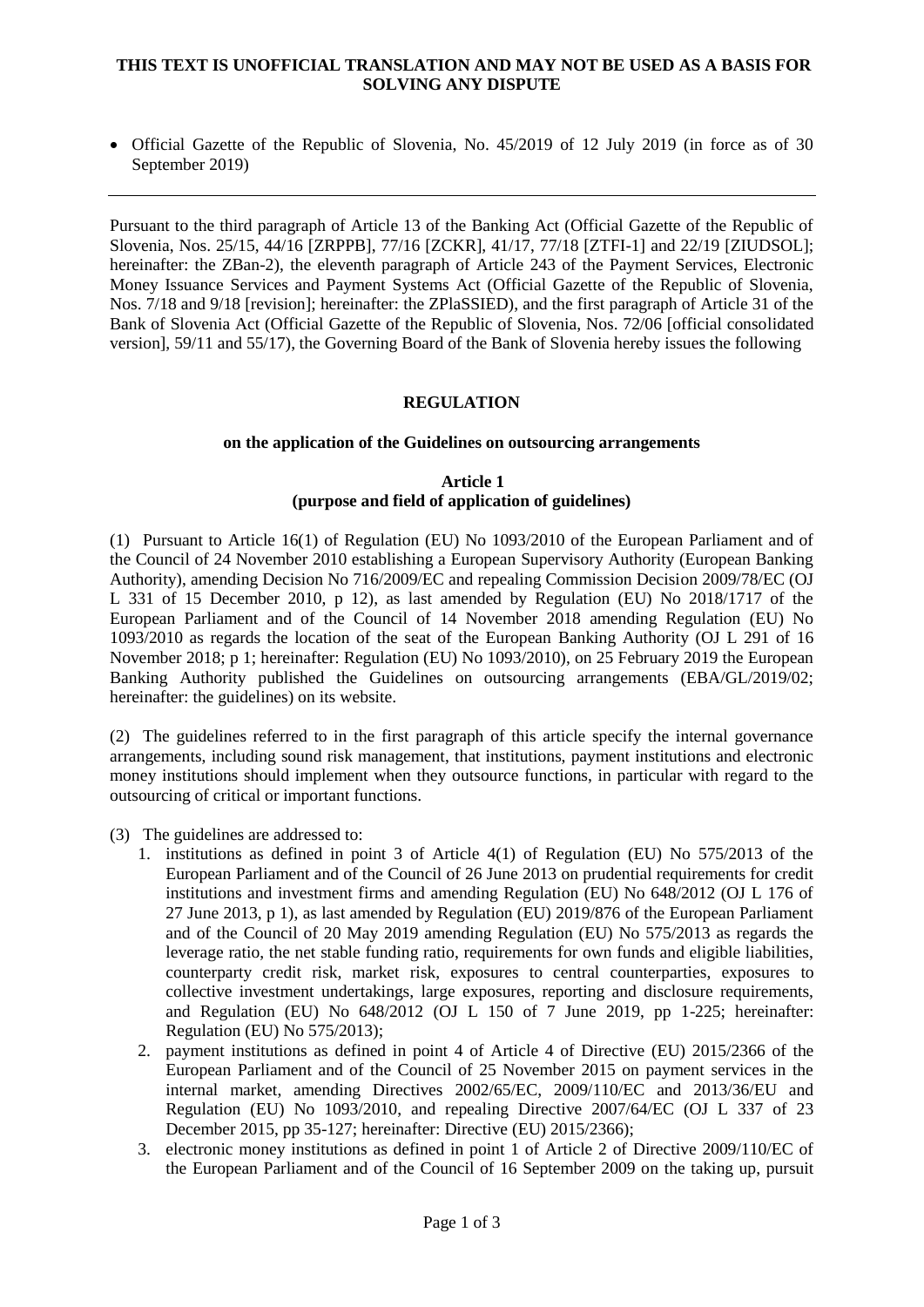**THIS TEXT IS UNOFFICIAL TRANSLATION AND MAY NOT BE USED AS A BASIS FOR SOLVING ANY DISPUTE**

- Official Gazette of the Republic of Slovenia, No. 45/2019 of 12 July 2019 (in force as of 30 September 2019)

---

Pursuant to the third paragraph of Article 13 of the Banking Act (Official Gazette of the Republic of Slovenia, Nos. 25/15, 44/16 [ZRPPB], 77/16 [ZCKR], 41/17, 77/18 [ZTFI-1] and 22/19 [ZIUDSOL]; hereinafter: the ZBan-2), the eleventh paragraph of Article 243 of the Payment Services, Electronic Money Issuance Services and Payment Systems Act (Official Gazette of the Republic of Slovenia, Nos. 7/18 and 9/18 [revision]; hereinafter: the ZPlaSSIED), and the first paragraph of Article 31 of the Bank of Slovenia Act (Official Gazette of the Republic of Slovenia, Nos. 72/06 [official consolidated version], 59/11 and 55/17), the Governing Board of the Bank of Slovenia hereby issues the following

# REGULATION

## on the application of the Guidelines on outsourcing arrangements

### Article 1
### (purpose and field of application of guidelines)

(1) Pursuant to Article 16(1) of Regulation (EU) No 1093/2010 of the European Parliament and of the Council of 24 November 2010 establishing a European Supervisory Authority (European Banking Authority), amending Decision No 716/2009/EC and repealing Commission Decision 2009/78/EC (OJ L 331 of 15 December 2010, p 12), as last amended by Regulation (EU) No 2018/1717 of the European Parliament and of the Council of 14 November 2018 amending Regulation (EU) No 1093/2010 as regards the location of the seat of the European Banking Authority (OJ L 291 of 16 November 2018; p 1; hereinafter: Regulation (EU) No 1093/2010), on 25 February 2019 the European Banking Authority published the Guidelines on outsourcing arrangements (EBA/GL/2019/02; hereinafter: the guidelines) on its website.

(2) The guidelines referred to in the first paragraph of this article specify the internal governance arrangements, including sound risk management, that institutions, payment institutions and electronic money institutions should implement when they outsource functions, in particular with regard to the outsourcing of critical or important functions.

(3) The guidelines are addressed to:

1. institutions as defined in point 3 of Article 4(1) of Regulation (EU) No 575/2013 of the European Parliament and of the Council of 26 June 2013 on prudential requirements for credit institutions and investment firms and amending Regulation (EU) No 648/2012 (OJ L 176 of 27 June 2013, p 1), as last amended by Regulation (EU) 2019/876 of the European Parliament and of the Council of 20 May 2019 amending Regulation (EU) No 575/2013 as regards the leverage ratio, the net stable funding ratio, requirements for own funds and eligible liabilities, counterparty credit risk, market risk, exposures to central counterparties, exposures to collective investment undertakings, large exposures, reporting and disclosure requirements, and Regulation (EU) No 648/2012 (OJ L 150 of 7 June 2019, pp 1-225; hereinafter: Regulation (EU) No 575/2013);
2. payment institutions as defined in point 4 of Article 4 of Directive (EU) 2015/2366 of the European Parliament and of the Council of 25 November 2015 on payment services in the internal market, amending Directives 2002/65/EC, 2009/110/EC and 2013/36/EU and Regulation (EU) No 1093/2010, and repealing Directive 2007/64/EC (OJ L 337 of 23 December 2015, pp 35-127; hereinafter: Directive (EU) 2015/2366);
3. electronic money institutions as defined in point 1 of Article 2 of Directive 2009/110/EC of the European Parliament and of the Council of 16 September 2009 on the taking up, pursuit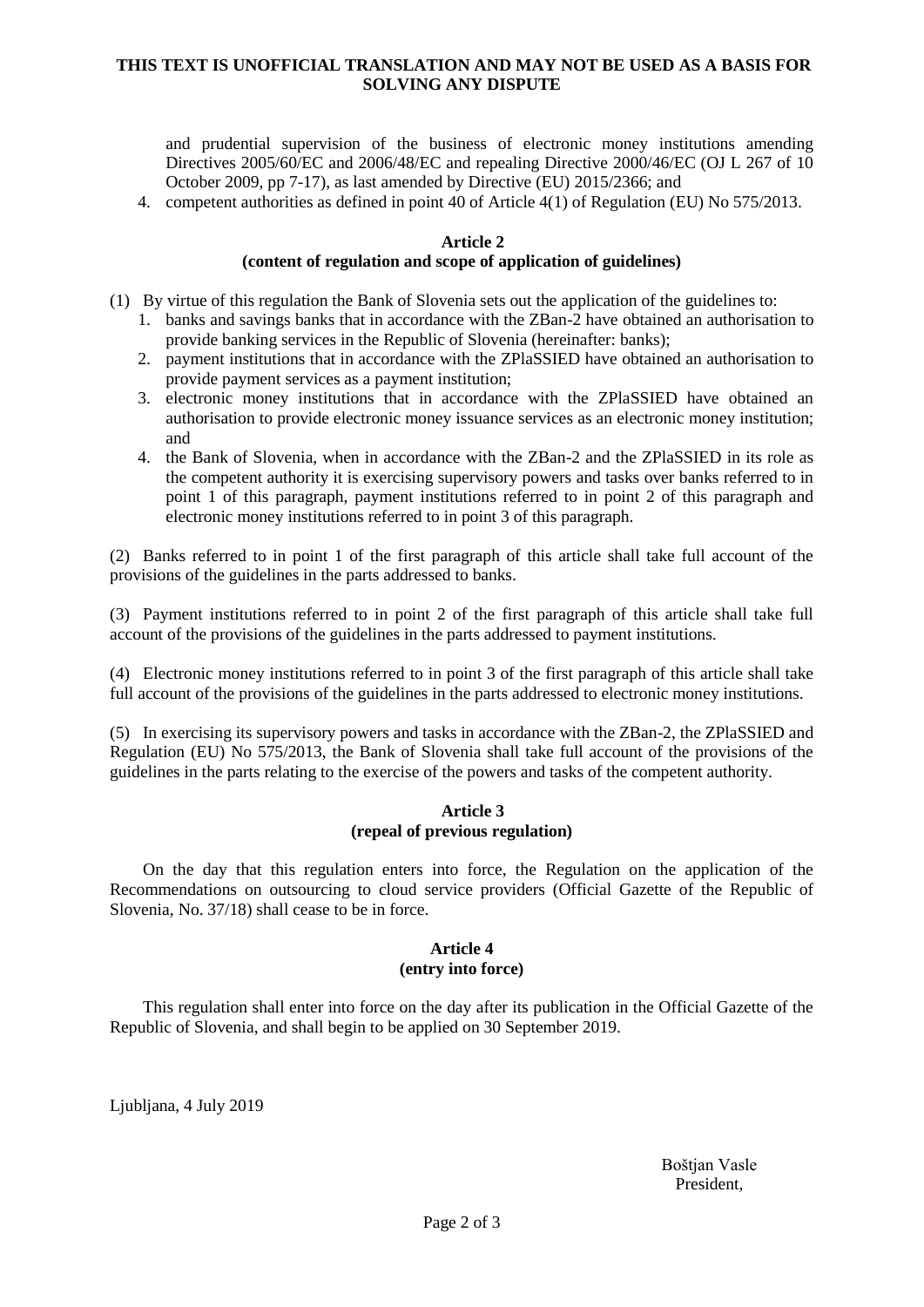and prudential supervision of the business of electronic money institutions amending Directives 2005/60/EC and 2006/48/EC and repealing Directive 2000/46/EC (OJ L 267 of 10 October 2009, pp 7-17), as last amended by Directive (EU) 2015/2366; and

4. competent authorities as defined in point 40 of Article 4(1) of Regulation (EU) No 575/2013.

### Article 2
### (content of regulation and scope of application of guidelines)

(1) By virtue of this regulation the Bank of Slovenia sets out the application of the guidelines to:

1. banks and savings banks that in accordance with the ZBan-2 have obtained an authorisation to provide banking services in the Republic of Slovenia (hereinafter: banks);
2. payment institutions that in accordance with the ZPlaSSIED have obtained an authorisation to provide payment services as a payment institution;
3. electronic money institutions that in accordance with the ZPlaSSIED have obtained an authorisation to provide electronic money issuance services as an electronic money institution; and
4. the Bank of Slovenia, when in accordance with the ZBan-2 and the ZPlaSSIED in its role as the competent authority it is exercising supervisory powers and tasks over banks referred to in point 1 of this paragraph, payment institutions referred to in point 2 of this paragraph and electronic money institutions referred to in point 3 of this paragraph.

(2) Banks referred to in point 1 of the first paragraph of this article shall take full account of the provisions of the guidelines in the parts addressed to banks.

(3) Payment institutions referred to in point 2 of the first paragraph of this article shall take full account of the provisions of the guidelines in the parts addressed to payment institutions.

(4) Electronic money institutions referred to in point 3 of the first paragraph of this article shall take full account of the provisions of the guidelines in the parts addressed to electronic money institutions.

(5) In exercising its supervisory powers and tasks in accordance with the ZBan-2, the ZPlaSSIED and Regulation (EU) No 575/2013, the Bank of Slovenia shall take full account of the provisions of the guidelines in the parts relating to the exercise of the powers and tasks of the competent authority.

### Article 3
### (repeal of previous regulation)

On the day that this regulation enters into force, the Regulation on the application of the Recommendations on outsourcing to cloud service providers (Official Gazette of the Republic of Slovenia, No. 37/18) shall cease to be in force.

### Article 4
### (entry into force)

This regulation shall enter into force on the day after its publication in the Official Gazette of the Republic of Slovenia, and shall begin to be applied on 30 September 2019.

Ljubljana, 4 July 2019

Boštjan Vasle
President,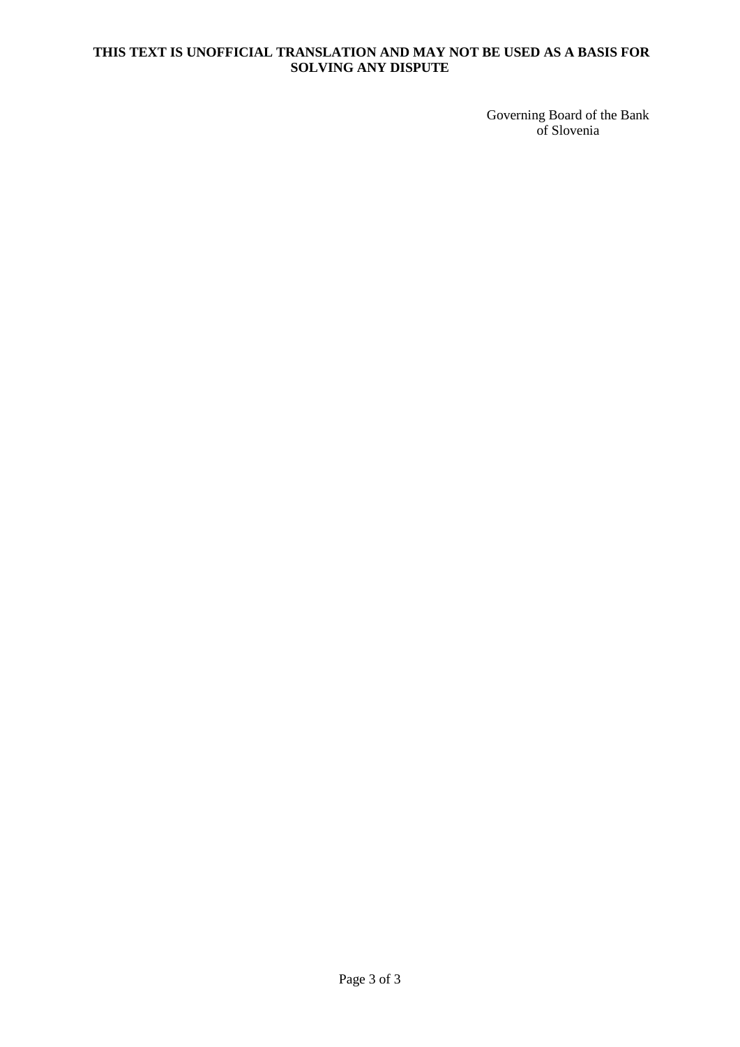**THIS TEXT IS UNOFFICIAL TRANSLATION AND MAY NOT BE USED AS A BASIS FOR SOLVING ANY DISPUTE**

Governing Board of the Bank of Slovenia